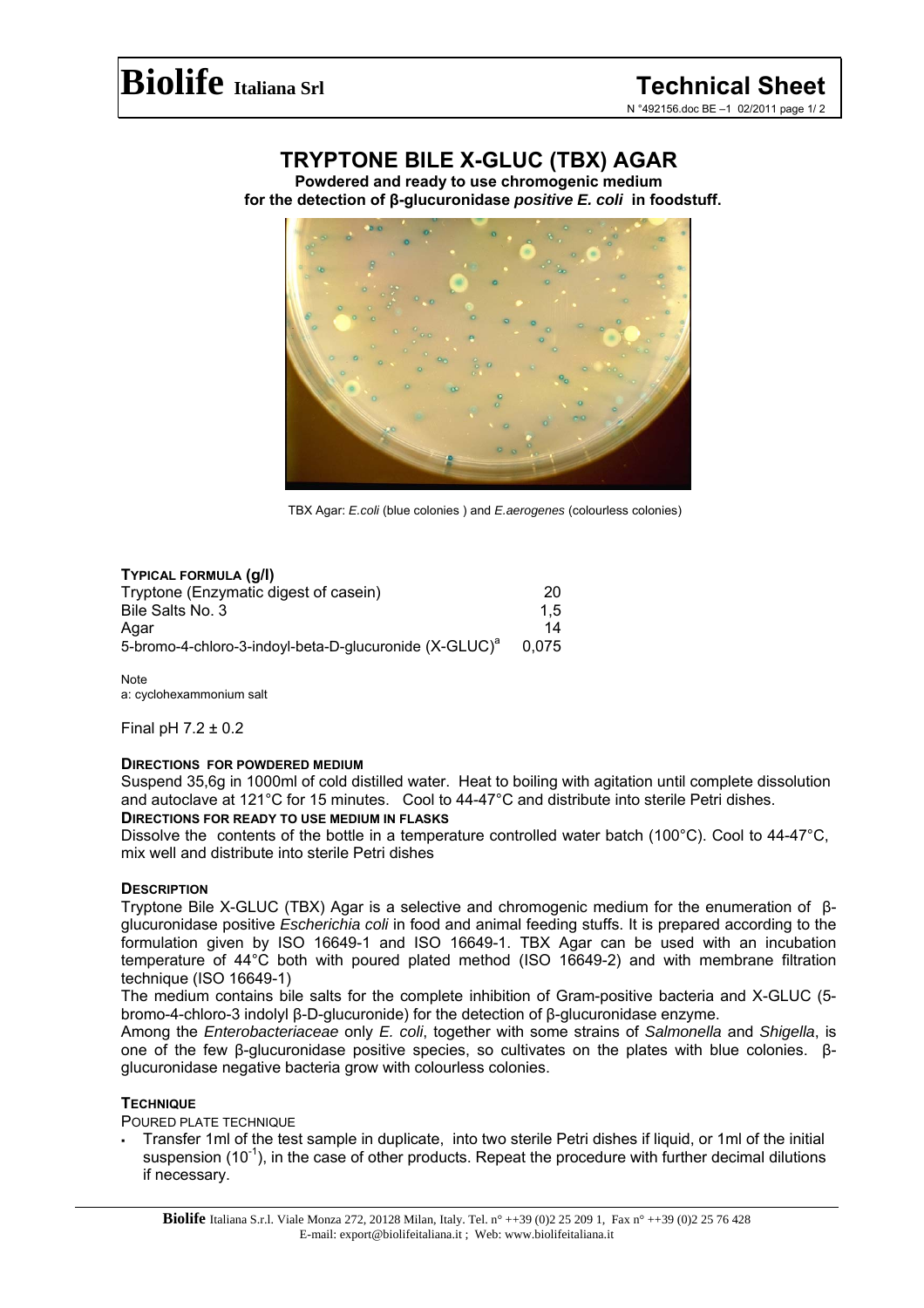# TRYPTONE BILE X-GLUC (TBX) AGAR

**Powdered and ready to use chromogenic medium for the detection of β-glucuronidase *positive E. coli* in foodstuff.**

TBX Agar: *E.coli* (blue colonies ) and *E.aerogenes* (colourless colonies)

## TYPICAL FORMULA (g/l)

| | |
|---|---|
| Tryptone (Enzymatic digest of casein) | 20 |
| Bile Salts No. 3 | 1,5 |
| Agar | 14 |
| 5-bromo-4-chloro-3-indoyl-beta-D-glucuronide (X-GLUC)[a] | 0,075 |

Note
a: cyclohexammonium salt

Final pH 7.2 ± 0.2

## DIRECTIONS FOR POWDERED MEDIUM

Suspend 35,6g in 1000ml of cold distilled water. Heat to boiling with agitation until complete dissolution and autoclave at 121°C for 15 minutes. Cool to 44-47°C and distribute into sterile Petri dishes.

## DIRECTIONS FOR READY TO USE MEDIUM IN FLASKS

Dissolve the contents of the bottle in a temperature controlled water batch (100°C). Cool to 44-47°C, mix well and distribute into sterile Petri dishes

## DESCRIPTION

Tryptone Bile X-GLUC (TBX) Agar is a selective and chromogenic medium for the enumeration of β-glucuronidase positive *Escherichia coli* in food and animal feeding stuffs. It is prepared according to the formulation given by ISO 16649-1 and ISO 16649-1. TBX Agar can be used with an incubation temperature of 44°C both with poured plated method (ISO 16649-2) and with membrane filtration technique (ISO 16649-1)

The medium contains bile salts for the complete inhibition of Gram-positive bacteria and X-GLUC (5-bromo-4-chloro-3 indolyl β-D-glucuronide) for the detection of β-glucuronidase enzyme.

Among the *Enterobacteriaceae* only *E. coli*, together with some strains of *Salmonella* and *Shigella*, is one of the few β-glucuronidase positive species, so cultivates on the plates with blue colonies. β-glucuronidase negative bacteria grow with colourless colonies.

## TECHNIQUE

POURED PLATE TECHNIQUE

- Transfer 1ml of the test sample in duplicate, into two sterile Petri dishes if liquid, or 1ml of the initial suspension ($10^{-1}$), in the case of other products. Repeat the procedure with further decimal dilutions if necessary.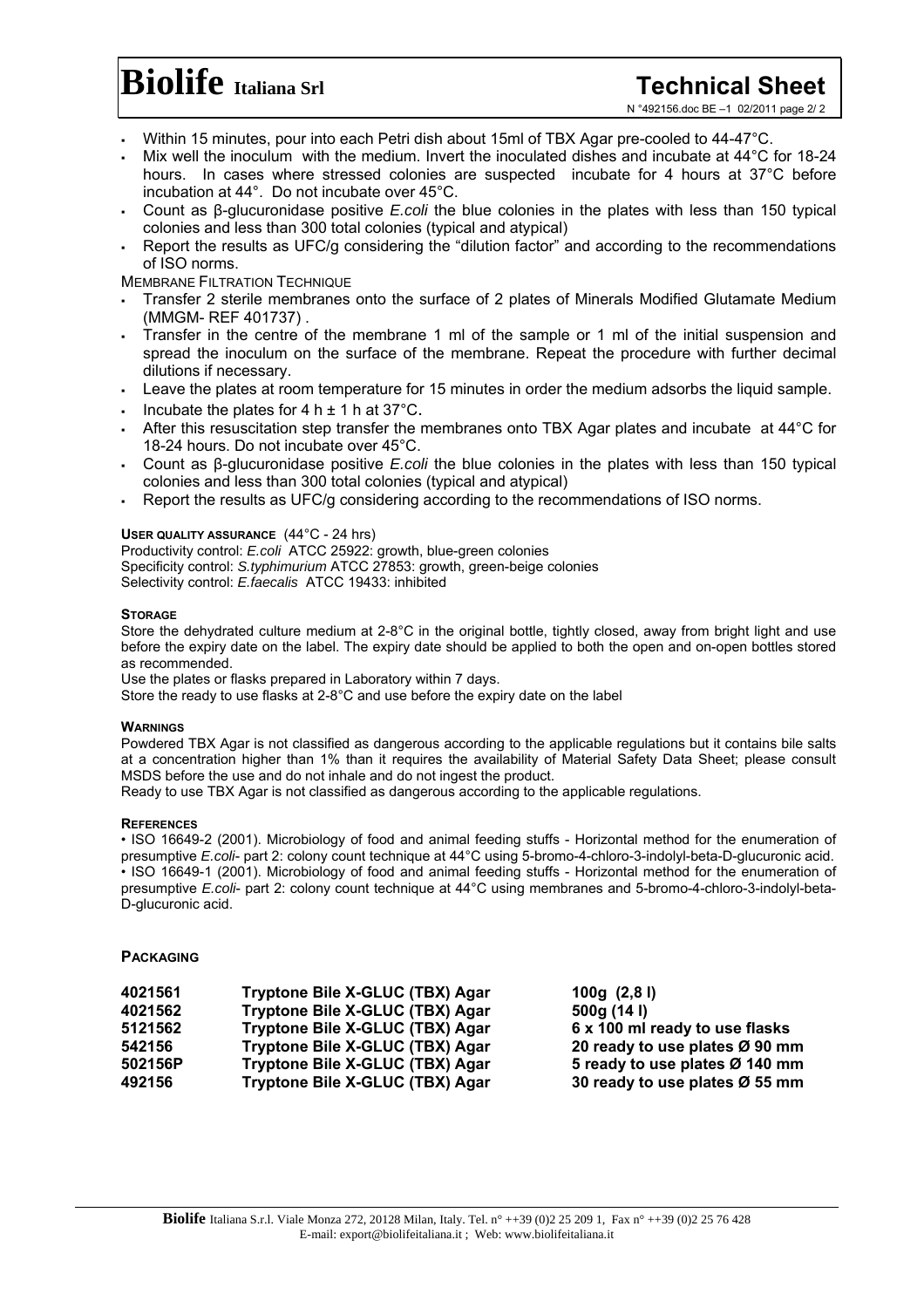- Within 15 minutes, pour into each Petri dish about 15ml of TBX Agar pre-cooled to 44-47°C.
- Mix well the inoculum with the medium. Invert the inoculated dishes and incubate at 44°C for 18-24 hours. In cases where stressed colonies are suspected incubate for 4 hours at 37°C before incubation at 44°. Do not incubate over 45°C.
- Count as β-glucuronidase positive *E.coli* the blue colonies in the plates with less than 150 typical colonies and less than 300 total colonies (typical and atypical)
- Report the results as UFC/g considering the "dilution factor" and according to the recommendations of ISO norms.

MEMBRANE FILTRATION TECHNIQUE

- Transfer 2 sterile membranes onto the surface of 2 plates of Minerals Modified Glutamate Medium (MMGM- REF 401737) .
- Transfer in the centre of the membrane 1 ml of the sample or 1 ml of the initial suspension and spread the inoculum on the surface of the membrane. Repeat the procedure with further decimal dilutions if necessary.
- Leave the plates at room temperature for 15 minutes in order the medium adsorbs the liquid sample.
- Incubate the plates for 4 h ± 1 h at 37°C.
- After this resuscitation step transfer the membranes onto TBX Agar plates and incubate at 44°C for 18-24 hours. Do not incubate over 45°C.
- Count as β-glucuronidase positive *E.coli* the blue colonies in the plates with less than 150 typical colonies and less than 300 total colonies (typical and atypical)
- Report the results as UFC/g considering according to the recommendations of ISO norms.

**USER QUALITY ASSURANCE** (44°C - 24 hrs)

Productivity control: *E.coli* ATCC 25922: growth, blue-green colonies
Specificity control: *S.typhimurium* ATCC 27853: growth, green-beige colonies
Selectivity control: *E.faecalis* ATCC 19433: inhibited

**STORAGE**

Store the dehydrated culture medium at 2-8°C in the original bottle, tightly closed, away from bright light and use before the expiry date on the label. The expiry date should be applied to both the open and on-open bottles stored as recommended.

Use the plates or flasks prepared in Laboratory within 7 days.

Store the ready to use flasks at 2-8°C and use before the expiry date on the label

**WARNINGS**

Powdered TBX Agar is not classified as dangerous according to the applicable regulations but it contains bile salts at a concentration higher than 1% than it requires the availability of Material Safety Data Sheet; please consult MSDS before the use and do not inhale and do not ingest the product.

Ready to use TBX Agar is not classified as dangerous according to the applicable regulations.

**REFERENCES**

• ISO 16649-2 (2001). Microbiology of food and animal feeding stuffs - Horizontal method for the enumeration of presumptive *E.coli*- part 2: colony count technique at 44°C using 5-bromo-4-chloro-3-indolyl-beta-D-glucuronic acid.
• ISO 16649-1 (2001). Microbiology of food and animal feeding stuffs - Horizontal method for the enumeration of presumptive *E.coli*- part 2: colony count technique at 44°C using membranes and 5-bromo-4-chloro-3-indolyl-beta-D-glucuronic acid.

**PACKAGING**

| | | |
|---|---|---|
| **4021561** | **Tryptone Bile X-GLUC (TBX) Agar** | **100g (2,8 l)** |
| **4021562** | **Tryptone Bile X-GLUC (TBX) Agar** | **500g (14 l)** |
| **5121562** | **Tryptone Bile X-GLUC (TBX) Agar** | **6 x 100 ml ready to use flasks** |
| **542156** | **Tryptone Bile X-GLUC (TBX) Agar** | **20 ready to use plates Ø 90 mm** |
| **502156P** | **Tryptone Bile X-GLUC (TBX) Agar** | **5 ready to use plates Ø 140 mm** |
| **492156** | **Tryptone Bile X-GLUC (TBX) Agar** | **30 ready to use plates Ø 55 mm** |